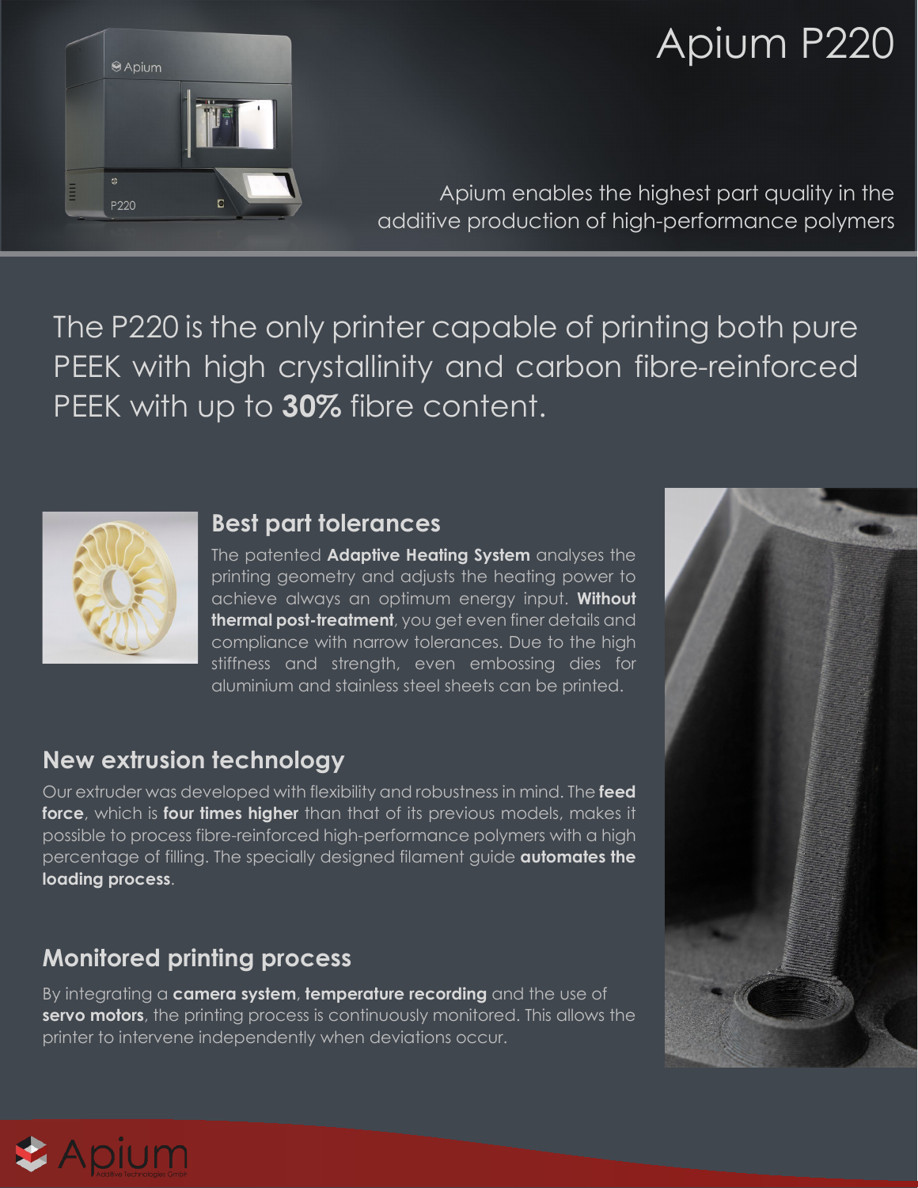# Apium P220

Apium enables the highest part quality in the additive production of high-performance polymers

The P220 is the only printer capable of printing both pure PEEK with high crystallinity and carbon fibre-reinforced PEEK with up to **30%** fibre content.

## Best part tolerances

The patented **Adaptive Heating System** analyses the printing geometry and adjusts the heating power to achieve always an optimum energy input. **Without thermal post-treatment**, you get even finer details and compliance with narrow tolerances. Due to the high stiffness and strength, even embossing dies for aluminium and stainless steel sheets can be printed.

## New extrusion technology

Our extruder was developed with flexibility and robustness in mind. The **feed force**, which is **four times higher** than that of its previous models, makes it possible to process fibre-reinforced high-performance polymers with a high percentage of filling. The specially designed filament guide **automates the loading process**.

## Monitored printing process

By integrating a **camera system**, **temperature recording** and the use of **servo motors**, the printing process is continuously monitored. This allows the printer to intervene independently when deviations occur.

Apium Additive Technologies GmbH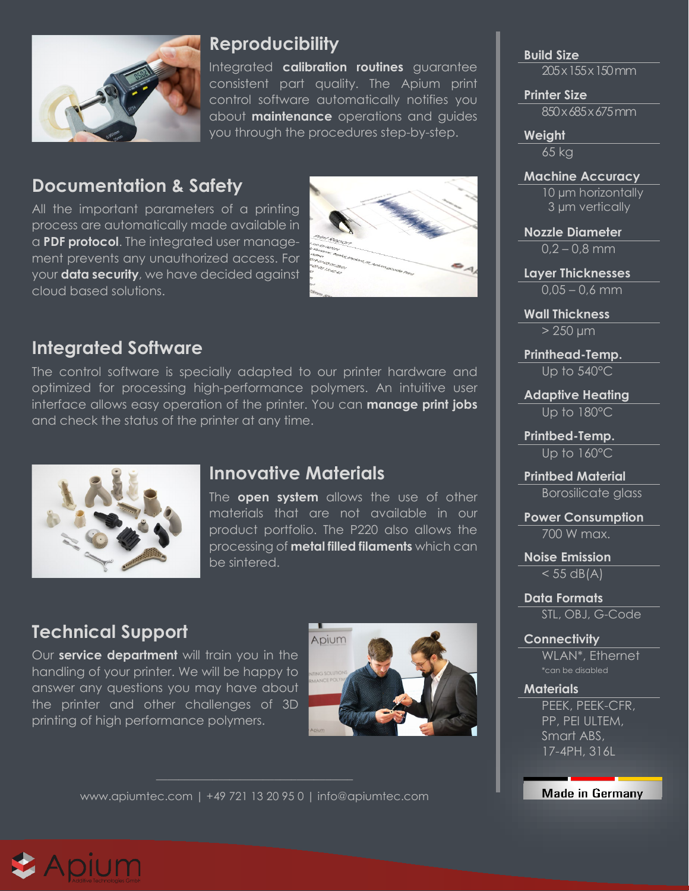## Reproducibility

Integrated **calibration routines** guarantee consistent part quality. The Apium print control software automatically notifies you about **maintenance** operations and guides you through the procedures step-by-step.

## Documentation & Safety

All the important parameters of a printing process are automatically made available in a **PDF protocol**. The integrated user management prevents any unauthorized access. For your **data security**, we have decided against cloud based solutions.

## Integrated Software

The control software is specially adapted to our printer hardware and optimized for processing high-performance polymers. An intuitive user interface allows easy operation of the printer. You can **manage print jobs** and check the status of the printer at any time.

## Innovative Materials

The **open system** allows the use of other materials that are not available in our product portfolio. The P220 also allows the processing of **metal filled filaments** which can be sintered.

## Technical Support

Our **service department** will train you in the handling of your printer. We will be happy to answer any questions you may have about the printer and other challenges of 3D printing of high performance polymers.

www.apiumtec.com | +49 721 13 20 95 0 | info@apiumtec.com

**Build Size**
205 x 155 x 150 mm

**Printer Size**
850 x 685 x 675 mm

**Weight**
65 kg

**Machine Accuracy**
10 µm horizontally
3 µm vertically

**Nozzle Diameter**
0,2 – 0,8 mm

**Layer Thicknesses**
0,05 – 0,6 mm

**Wall Thickness**
> 250 µm

**Printhead-Temp.**
Up to 540°C

**Adaptive Heating**
Up to 180°C

**Printbed-Temp.**
Up to 160°C

**Printbed Material**
Borosilicate glass

**Power Consumption**
700 W max.

**Noise Emission**
< 55 dB(A)

**Data Formats**
STL, OBJ, G-Code

**Connectivity**
WLAN*, Ethernet
*can be disabled

**Materials**
PEEK, PEEK-CFR, PP, PEI ULTEM, Smart ABS, 17-4PH, 316L

**Made in Germany**

Apium Additive Technologies GmbH